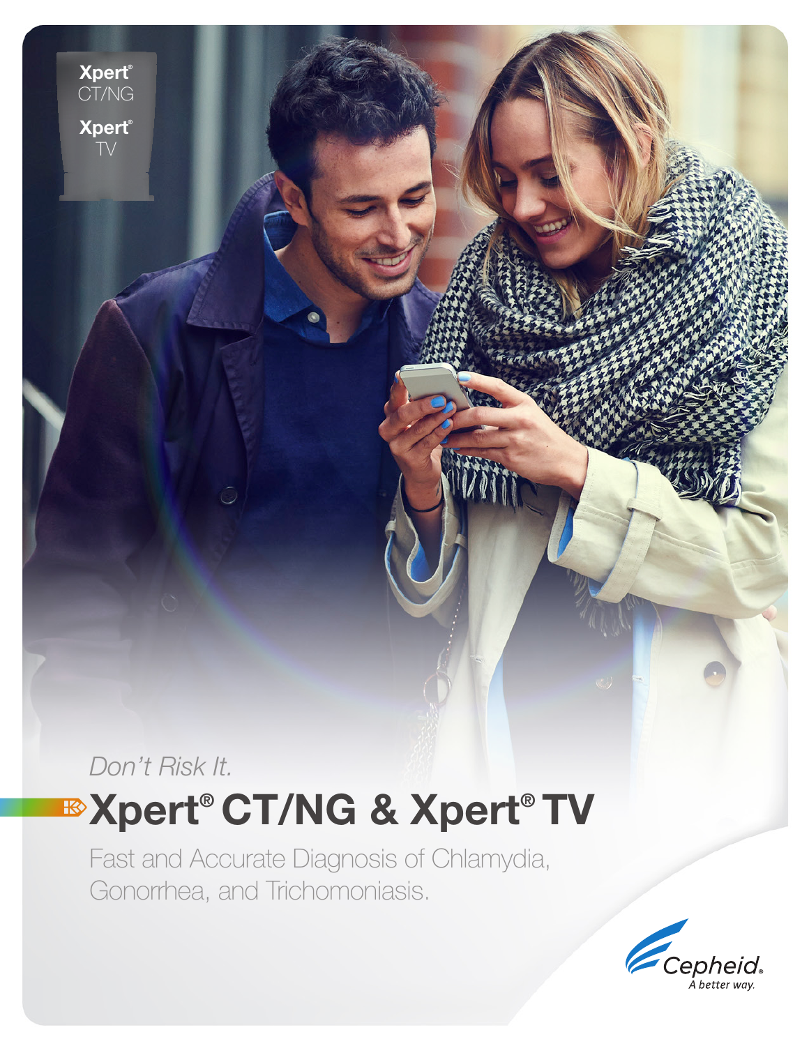Xpert® CT/NG

Xpert® TV

*Don't Risk It.*

# Xpert® CT/NG & Xpert® TV

Fast and Accurate Diagnosis of Chlamydia, Gonorrhea, and Trichomoniasis.

Cepheid. A better way.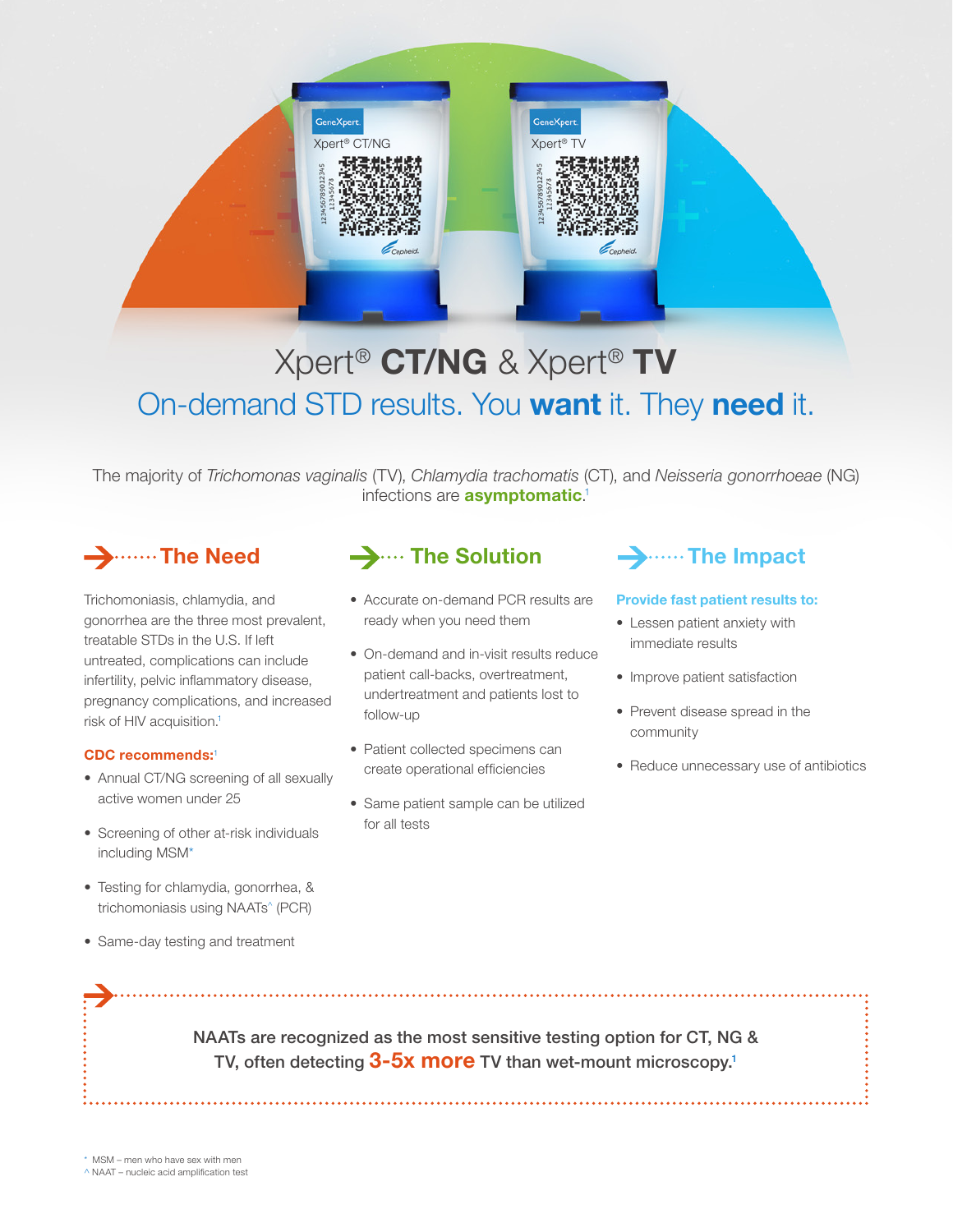# Xpert® **CT/NG** & Xpert® **TV**

## On-demand STD results. You **want** it. They **need** it.

The majority of *Trichomonas vaginalis* (TV), *Chlamydia trachomatis* (CT), and *Neisseria gonorrhoeae* (NG) infections are **asymptomatic**.[1]

### The Need

Trichomoniasis, chlamydia, and gonorrhea are the three most prevalent, treatable STDs in the U.S. If left untreated, complications can include infertility, pelvic inflammatory disease, pregnancy complications, and increased risk of HIV acquisition.[1]

**CDC recommends:**[1]

- Annual CT/NG screening of all sexually active women under 25
- Screening of other at-risk individuals including MSM*
- Testing for chlamydia, gonorrhea, & trichomoniasis using NAATs^ (PCR)
- Same-day testing and treatment

### The Solution

- Accurate on-demand PCR results are ready when you need them
- On-demand and in-visit results reduce patient call-backs, overtreatment, undertreatment and patients lost to follow-up
- Patient collected specimens can create operational efficiencies
- Same patient sample can be utilized for all tests

### The Impact

**Provide fast patient results to:**

- Lessen patient anxiety with immediate results
- Improve patient satisfaction
- Prevent disease spread in the community
- Reduce unnecessary use of antibiotics

**NAATs are recognized as the most sensitive testing option for CT, NG & TV, often detecting 3-5x more TV than wet-mount microscopy.**[1]

\* MSM – men who have sex with men
^ NAAT – nucleic acid amplification test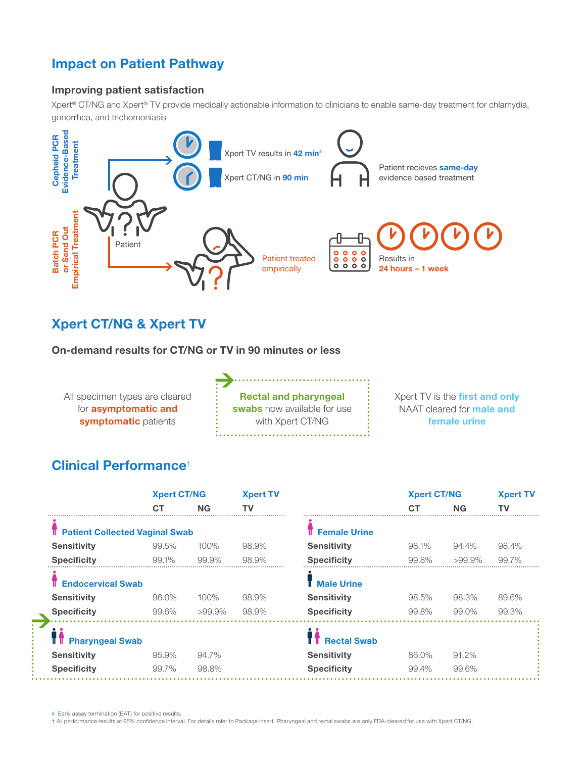## Impact on Patient Pathway

### Improving patient satisfaction

Xpert® CT/NG and Xpert® TV provide medically actionable information to clinicians to enable same-day treatment for chlamydia, gonorrhea, and trichomoniasis

**Cepheid PCR Evidence-Based Treatment**

Xpert TV results in **42 min**#

Xpert CT/NG in **90 min**

Patient recieves **same-day** evidence based treatment

Patient

**Batch PCR or Send Out Empirical Treatment**

Patient treated empirically

Results in **24 hours – 1 week**

## Xpert CT/NG & Xpert TV

### On-demand results for CT/NG or TV in 90 minutes or less

All specimen types are cleared for **asymptomatic and symptomatic** patients

**Rectal and pharyngeal swabs** now available for use with Xpert CT/NG

Xpert TV is the **first and only** NAAT cleared for **male and female urine**

## Clinical Performance†

| | Xpert CT/NG | | Xpert TV |
|---|---|---|---|
| | CT | NG | TV |
| **Patient Collected Vaginal Swab** | | | |
| Sensitivity | 99.5% | 100% | 98.9% |
| Specificity | 99.1% | 99.9% | 98.9% |
| **Endocervical Swab** | | | |
| Sensitivity | 96.0% | 100% | 98.9% |
| Specificity | 99.6% | >99.9% | 98.9% |
| **Female Urine** | | | |
| Sensitivity | 98.1% | 94.4% | 98.4% |
| Specificity | 99.8% | >99.9% | 99.7% |
| **Male Urine** | | | |
| Sensitivity | 98.5% | 98.3% | 89.6% |
| Specificity | 99.8% | 99.0% | 99.3% |
| **Pharyngeal Swab** | | | |
| Sensitivity | 95.9% | 94.7% | |
| Specificity | 99.7% | 98.8% | |
| **Rectal Swab** | | | |
| Sensitivity | 86.0% | 91.2% | |
| Specificity | 99.4% | 99.6% | |

# Early assay termination (EAT) for positive results.

† All performance results at 95% confidence interval. For details refer to Package insert. Pharyngeal and rectal swabs are only FDA-cleared for use with Xpert CT/NG.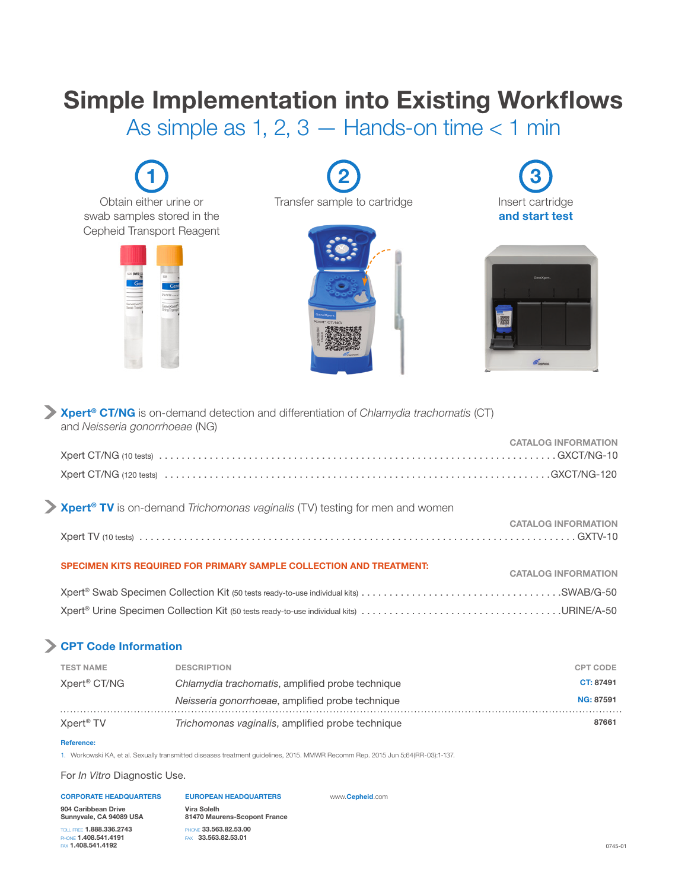# Simple Implementation into Existing Workflows

## As simple as 1, 2, 3 — Hands-on time < 1 min

1. Obtain either urine or swab samples stored in the Cepheid Transport Reagent
2. Transfer sample to cartridge
3. Insert cartridge **and start test**

**Xpert® CT/NG** is on-demand detection and differentiation of *Chlamydia trachomatis* (CT) and *Neisseria gonorrhoeae* (NG)

| | CATALOG INFORMATION |
|---|---|
| Xpert CT/NG (10 tests) | GXCT/NG-10 |
| Xpert CT/NG (120 tests) | GXCT/NG-120 |

**Xpert® TV** is on-demand *Trichomonas vaginalis* (TV) testing for men and women

| | CATALOG INFORMATION |
|---|---|
| Xpert TV (10 tests) | GXTV-10 |

**SPECIMEN KITS REQUIRED FOR PRIMARY SAMPLE COLLECTION AND TREATMENT:**

| | CATALOG INFORMATION |
|---|---|
| Xpert® Swab Specimen Collection Kit (50 tests ready-to-use individual kits) | SWAB/G-50 |
| Xpert® Urine Specimen Collection Kit (50 tests ready-to-use individual kits) | URINE/A-50 |

## CPT Code Information

| TEST NAME | DESCRIPTION | CPT CODE |
|---|---|---|
| Xpert® CT/NG | *Chlamydia trachomatis*, amplified probe technique | CT: 87491 |
| | *Neisseria gonorrhoeae*, amplified probe technique | NG: 87591 |
| Xpert® TV | *Trichomonas vaginalis*, amplified probe technique | 87661 |

**Reference:**

1. Workowski KA, et al. Sexually transmitted diseases treatment guidelines, 2015. MMWR Recomm Rep. 2015 Jun 5;64(RR-03):1-137.

For *In Vitro* Diagnostic Use.

**CORPORATE HEADQUARTERS**
904 Caribbean Drive
Sunnyvale, CA 94089 USA
TOLL FREE 1.888.336.2743
PHONE 1.408.541.4191
FAX 1.408.541.4192

**EUROPEAN HEADQUARTERS**
Vira Solelh
81470 Maurens-Scopont France
PHONE 33.563.82.53.00
FAX 33.563.82.53.01

www.Cepheid.com

0745-01